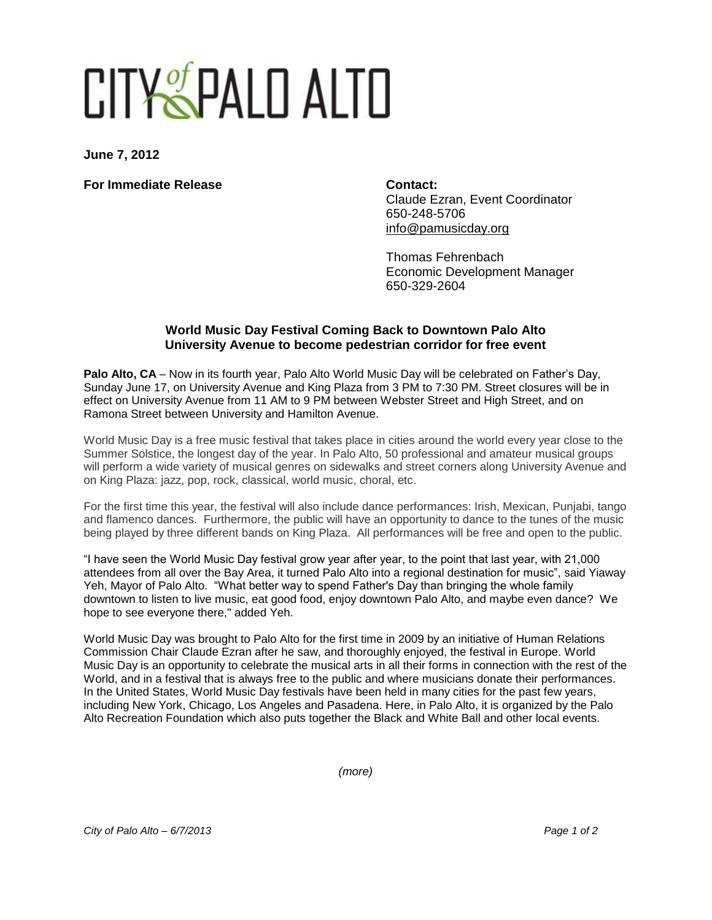# CITY of PALO ALTO

**June 7, 2012**

**For Immediate Release**

**Contact:**
Claude Ezran, Event Coordinator
650-248-5706
info@pamusicday.org

Thomas Fehrenbach
Economic Development Manager
650-329-2604

**World Music Day Festival Coming Back to Downtown Palo Alto**
**University Avenue to become pedestrian corridor for free event**

**Palo Alto, CA** – Now in its fourth year, Palo Alto World Music Day will be celebrated on Father's Day, Sunday June 17, on University Avenue and King Plaza from 3 PM to 7:30 PM. Street closures will be in effect on University Avenue from 11 AM to 9 PM between Webster Street and High Street, and on Ramona Street between University and Hamilton Avenue.

World Music Day is a free music festival that takes place in cities around the world every year close to the Summer Solstice, the longest day of the year. In Palo Alto, 50 professional and amateur musical groups will perform a wide variety of musical genres on sidewalks and street corners along University Avenue and on King Plaza: jazz, pop, rock, classical, world music, choral, etc.

For the first time this year, the festival will also include dance performances: Irish, Mexican, Punjabi, tango and flamenco dances. Furthermore, the public will have an opportunity to dance to the tunes of the music being played by three different bands on King Plaza. All performances will be free and open to the public.

"I have seen the World Music Day festival grow year after year, to the point that last year, with 21,000 attendees from all over the Bay Area, it turned Palo Alto into a regional destination for music", said Yiaway Yeh, Mayor of Palo Alto. "What better way to spend Father's Day than bringing the whole family downtown to listen to live music, eat good food, enjoy downtown Palo Alto, and maybe even dance? We hope to see everyone there," added Yeh.

World Music Day was brought to Palo Alto for the first time in 2009 by an initiative of Human Relations Commission Chair Claude Ezran after he saw, and thoroughly enjoyed, the festival in Europe. World Music Day is an opportunity to celebrate the musical arts in all their forms in connection with the rest of the World, and in a festival that is always free to the public and where musicians donate their performances. In the United States, World Music Day festivals have been held in many cities for the past few years, including New York, Chicago, Los Angeles and Pasadena. Here, in Palo Alto, it is organized by the Palo Alto Recreation Foundation which also puts together the Black and White Ball and other local events.

*(more)*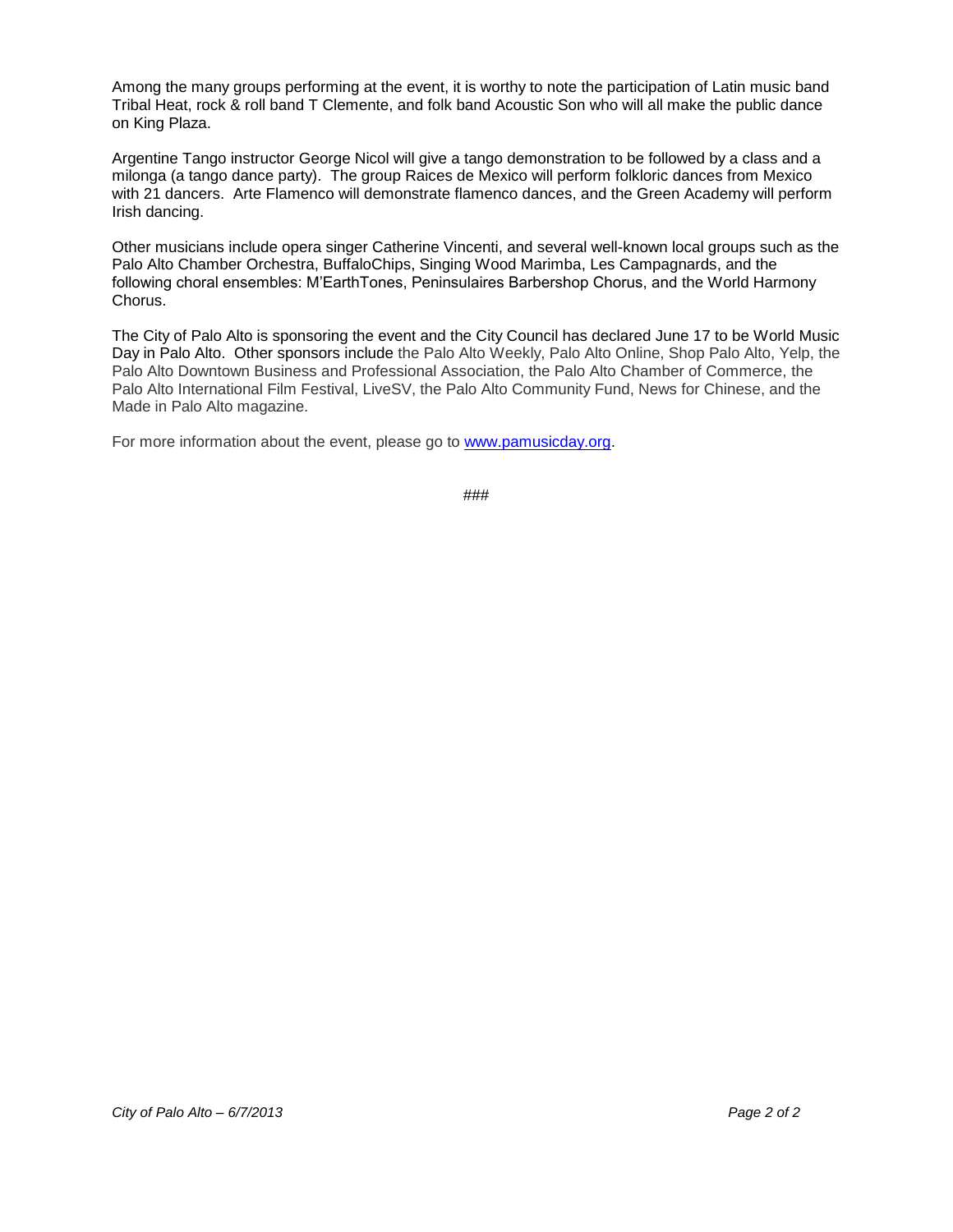Among the many groups performing at the event, it is worthy to note the participation of Latin music band Tribal Heat, rock & roll band T Clemente, and folk band Acoustic Son who will all make the public dance on King Plaza.

Argentine Tango instructor George Nicol will give a tango demonstration to be followed by a class and a milonga (a tango dance party). The group Raices de Mexico will perform folkloric dances from Mexico with 21 dancers. Arte Flamenco will demonstrate flamenco dances, and the Green Academy will perform Irish dancing.

Other musicians include opera singer Catherine Vincenti, and several well-known local groups such as the Palo Alto Chamber Orchestra, BuffaloChips, Singing Wood Marimba, Les Campagnards, and the following choral ensembles: M'EarthTones, Peninsulaires Barbershop Chorus, and the World Harmony Chorus.

The City of Palo Alto is sponsoring the event and the City Council has declared June 17 to be World Music Day in Palo Alto. Other sponsors include the Palo Alto Weekly, Palo Alto Online, Shop Palo Alto, Yelp, the Palo Alto Downtown Business and Professional Association, the Palo Alto Chamber of Commerce, the Palo Alto International Film Festival, LiveSV, the Palo Alto Community Fund, News for Chinese, and the Made in Palo Alto magazine.

For more information about the event, please go to [www.pamusicday.org](http://www.pamusicday.org).

###